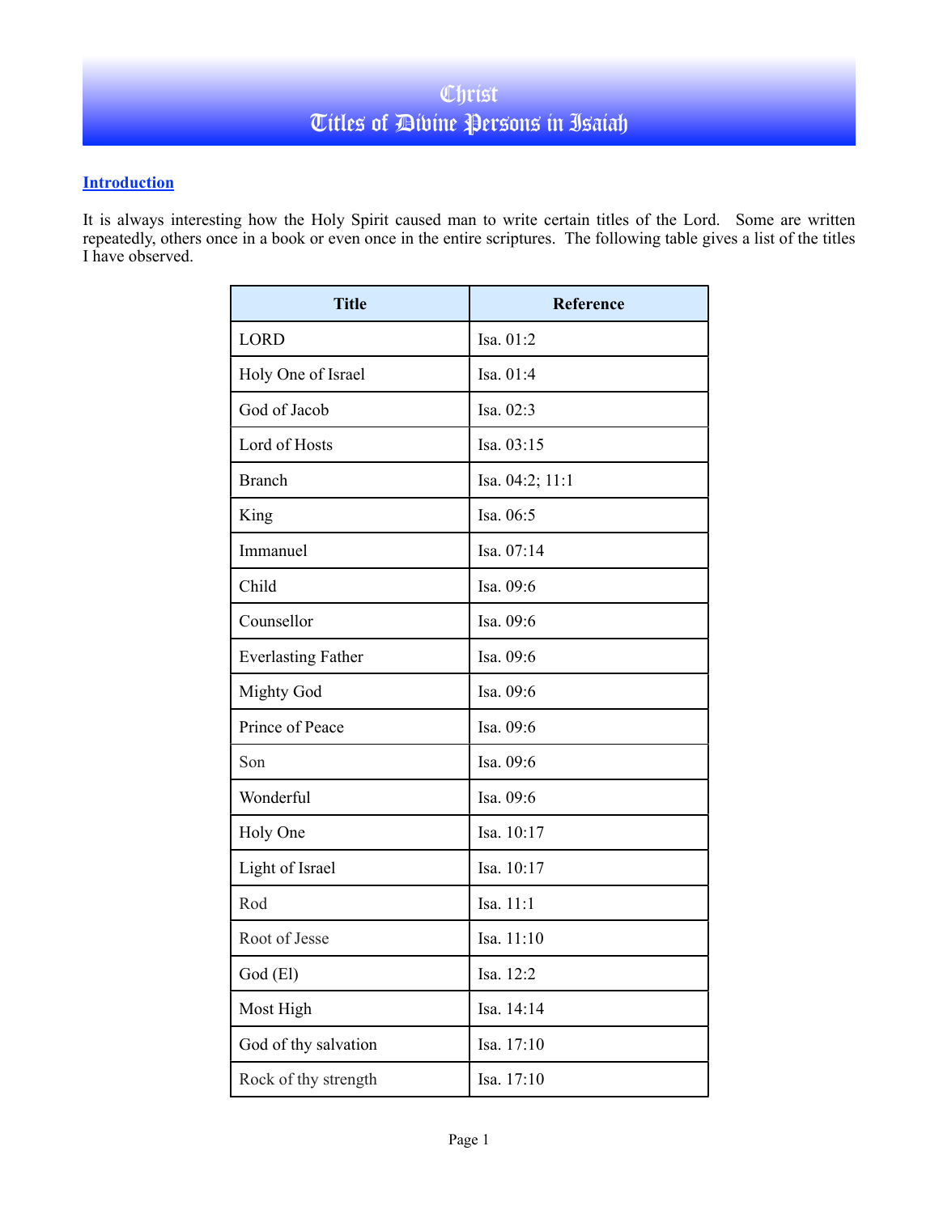# Christ
# Titles of Divine Persons in Isaiah

**Introduction**

It is always interesting how the Holy Spirit caused man to write certain titles of the Lord. Some are written repeatedly, others once in a book or even once in the entire scriptures. The following table gives a list of the titles I have observed.

| Title | Reference |
|---|---|
| LORD | Isa. 01:2 |
| Holy One of Israel | Isa. 01:4 |
| God of Jacob | Isa. 02:3 |
| Lord of Hosts | Isa. 03:15 |
| Branch | Isa. 04:2; 11:1 |
| King | Isa. 06:5 |
| Immanuel | Isa. 07:14 |
| Child | Isa. 09:6 |
| Counsellor | Isa. 09:6 |
| Everlasting Father | Isa. 09:6 |
| Mighty God | Isa. 09:6 |
| Prince of Peace | Isa. 09:6 |
| Son | Isa. 09:6 |
| Wonderful | Isa. 09:6 |
| Holy One | Isa. 10:17 |
| Light of Israel | Isa. 10:17 |
| Rod | Isa. 11:1 |
| Root of Jesse | Isa. 11:10 |
| God (El) | Isa. 12:2 |
| Most High | Isa. 14:14 |
| God of thy salvation | Isa. 17:10 |
| Rock of thy strength | Isa. 17:10 |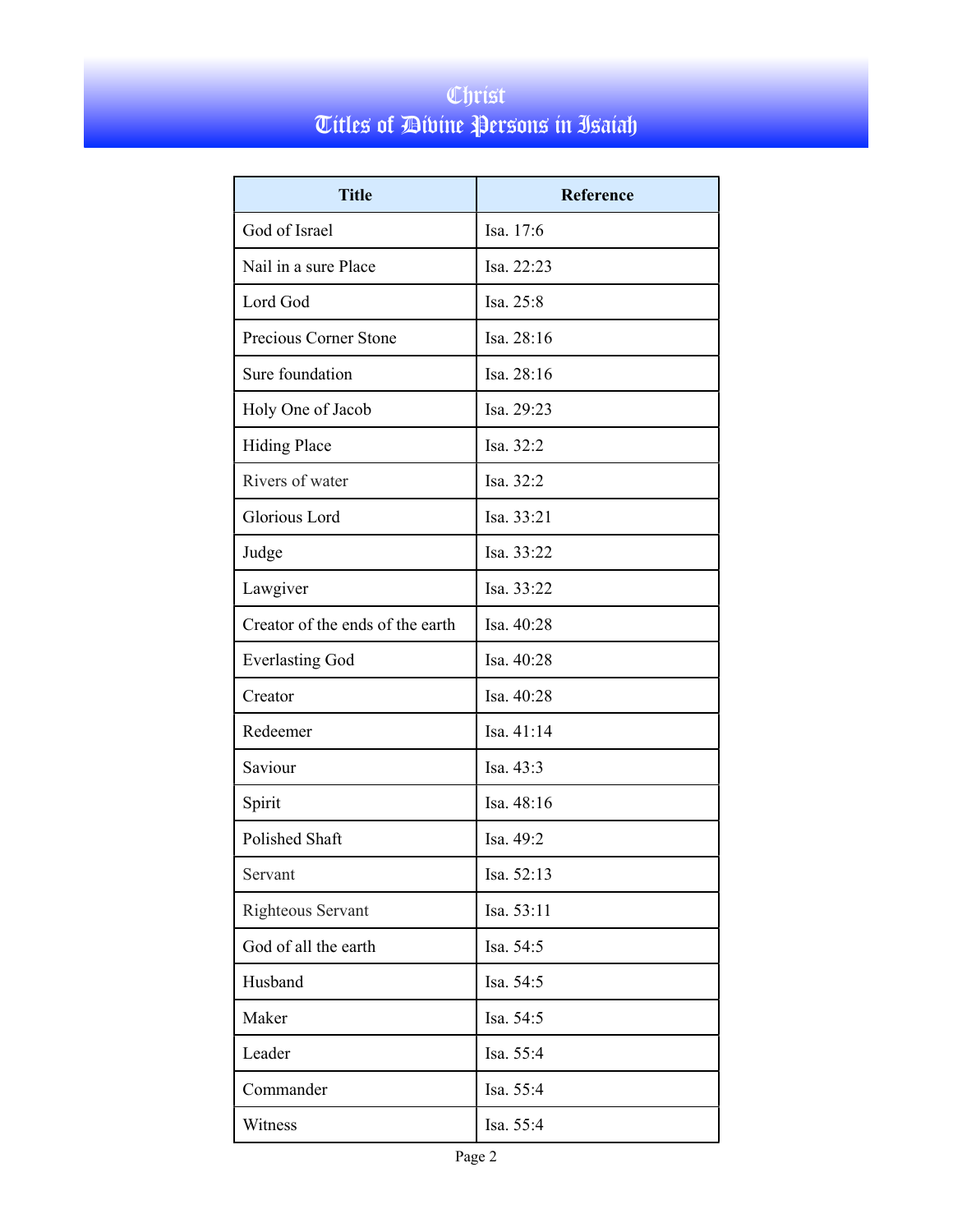# Christ
# Titles of Divine Persons in Isaiah

| Title | Reference |
|---|---|
| God of Israel | Isa. 17:6 |
| Nail in a sure Place | Isa. 22:23 |
| Lord God | Isa. 25:8 |
| Precious Corner Stone | Isa. 28:16 |
| Sure foundation | Isa. 28:16 |
| Holy One of Jacob | Isa. 29:23 |
| Hiding Place | Isa. 32:2 |
| Rivers of water | Isa. 32:2 |
| Glorious Lord | Isa. 33:21 |
| Judge | Isa. 33:22 |
| Lawgiver | Isa. 33:22 |
| Creator of the ends of the earth | Isa. 40:28 |
| Everlasting God | Isa. 40:28 |
| Creator | Isa. 40:28 |
| Redeemer | Isa. 41:14 |
| Saviour | Isa. 43:3 |
| Spirit | Isa. 48:16 |
| Polished Shaft | Isa. 49:2 |
| Servant | Isa. 52:13 |
| Righteous Servant | Isa. 53:11 |
| God of all the earth | Isa. 54:5 |
| Husband | Isa. 54:5 |
| Maker | Isa. 54:5 |
| Leader | Isa. 55:4 |
| Commander | Isa. 55:4 |
| Witness | Isa. 55:4 |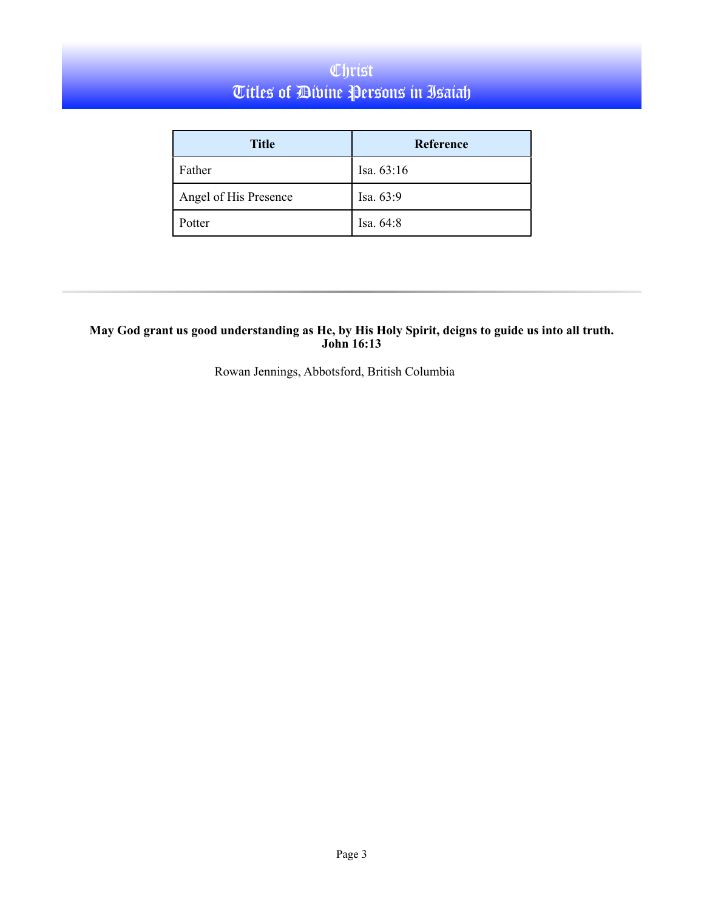# Christ
# Titles of Divine Persons in Isaiah

| Title | Reference |
| --- | --- |
| Father | Isa. 63:16 |
| Angel of His Presence | Isa. 63:9 |
| Potter | Isa. 64:8 |

---

**May God grant us good understanding as He, by His Holy Spirit, deigns to guide us into all truth.**
**John 16:13**

Rowan Jennings, Abbotsford, British Columbia